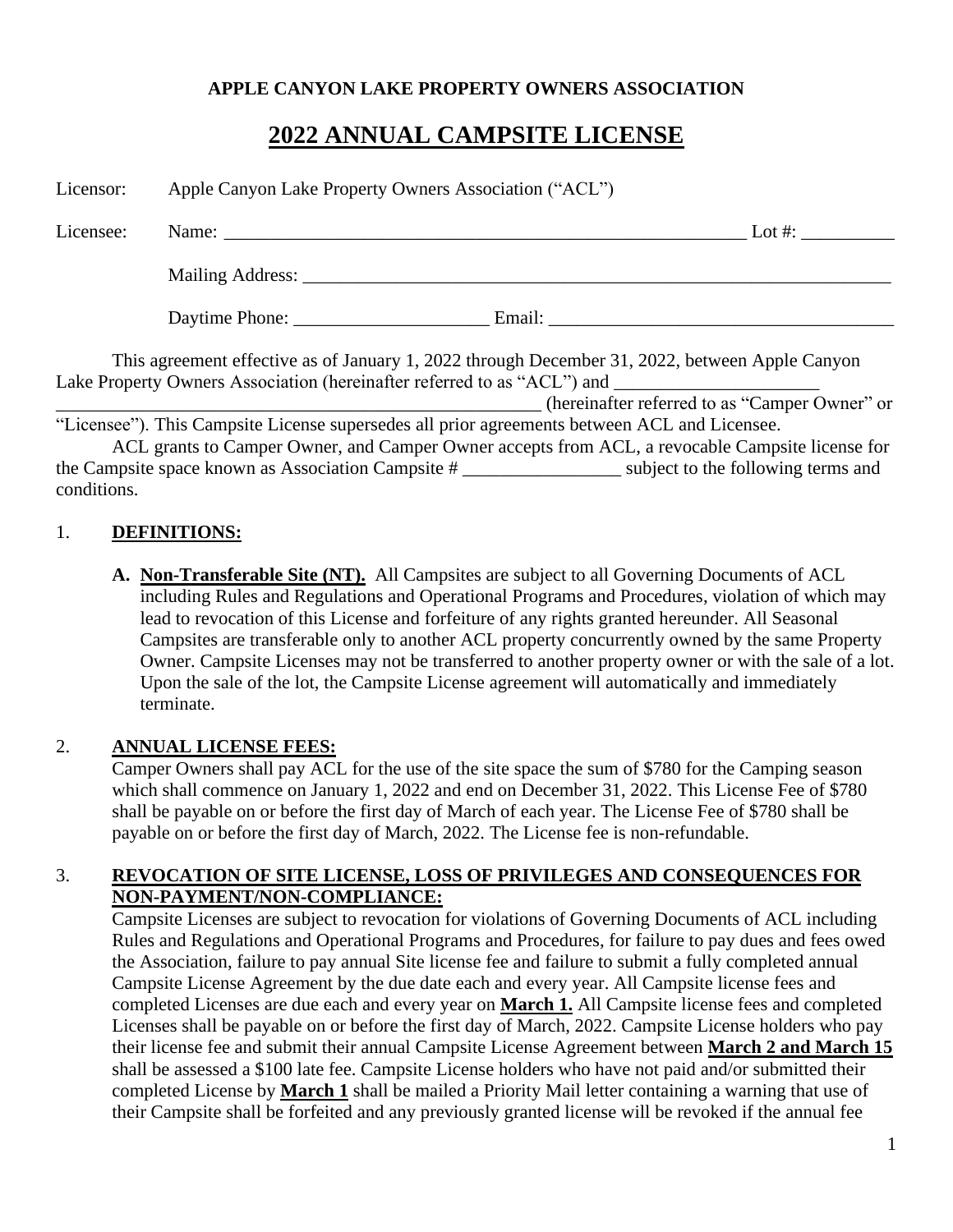**APPLE CANYON LAKE PROPERTY OWNERS ASSOCIATION**

# 2022 ANNUAL CAMPSITE LICENSE

Licensor: Apple Canyon Lake Property Owners Association ("ACL")

Licensee: Name: ________________________________________________________ Lot #: __________

Mailing Address: ______________________________________________________________

Daytime Phone: _____________________ Email: _____________________________________

This agreement effective as of January 1, 2022 through December 31, 2022, between Apple Canyon Lake Property Owners Association (hereinafter referred to as "ACL") and ______________________ ________________________________________________________ (hereinafter referred to as "Camper Owner" or "Licensee"). This Campsite License supersedes all prior agreements between ACL and Licensee.

ACL grants to Camper Owner, and Camper Owner accepts from ACL, a revocable Campsite license for the Campsite space known as Association Campsite # _________________ subject to the following terms and conditions.

1. **DEFINITIONS:**

   **A. Non-Transferable Site (NT).** All Campsites are subject to all Governing Documents of ACL including Rules and Regulations and Operational Programs and Procedures, violation of which may lead to revocation of this License and forfeiture of any rights granted hereunder. All Seasonal Campsites are transferable only to another ACL property concurrently owned by the same Property Owner. Campsite Licenses may not be transferred to another property owner or with the sale of a lot. Upon the sale of the lot, the Campsite License agreement will automatically and immediately terminate.

2. **ANNUAL LICENSE FEES:**
   Camper Owners shall pay ACL for the use of the site space the sum of $780 for the Camping season which shall commence on January 1, 2022 and end on December 31, 2022. This License Fee of $780 shall be payable on or before the first day of March of each year. The License Fee of $780 shall be payable on or before the first day of March, 2022. The License fee is non-refundable.

3. **REVOCATION OF SITE LICENSE, LOSS OF PRIVILEGES AND CONSEQUENCES FOR NON-PAYMENT/NON-COMPLIANCE:**
   Campsite Licenses are subject to revocation for violations of Governing Documents of ACL including Rules and Regulations and Operational Programs and Procedures, for failure to pay dues and fees owed the Association, failure to pay annual Site license fee and failure to submit a fully completed annual Campsite License Agreement by the due date each and every year. All Campsite license fees and completed Licenses are due each and every year on **March 1.** All Campsite license fees and completed Licenses shall be payable on or before the first day of March, 2022. Campsite License holders who pay their license fee and submit their annual Campsite License Agreement between **March 2 and March 15** shall be assessed a $100 late fee. Campsite License holders who have not paid and/or submitted their completed License by **March 1** shall be mailed a Priority Mail letter containing a warning that use of their Campsite shall be forfeited and any previously granted license will be revoked if the annual fee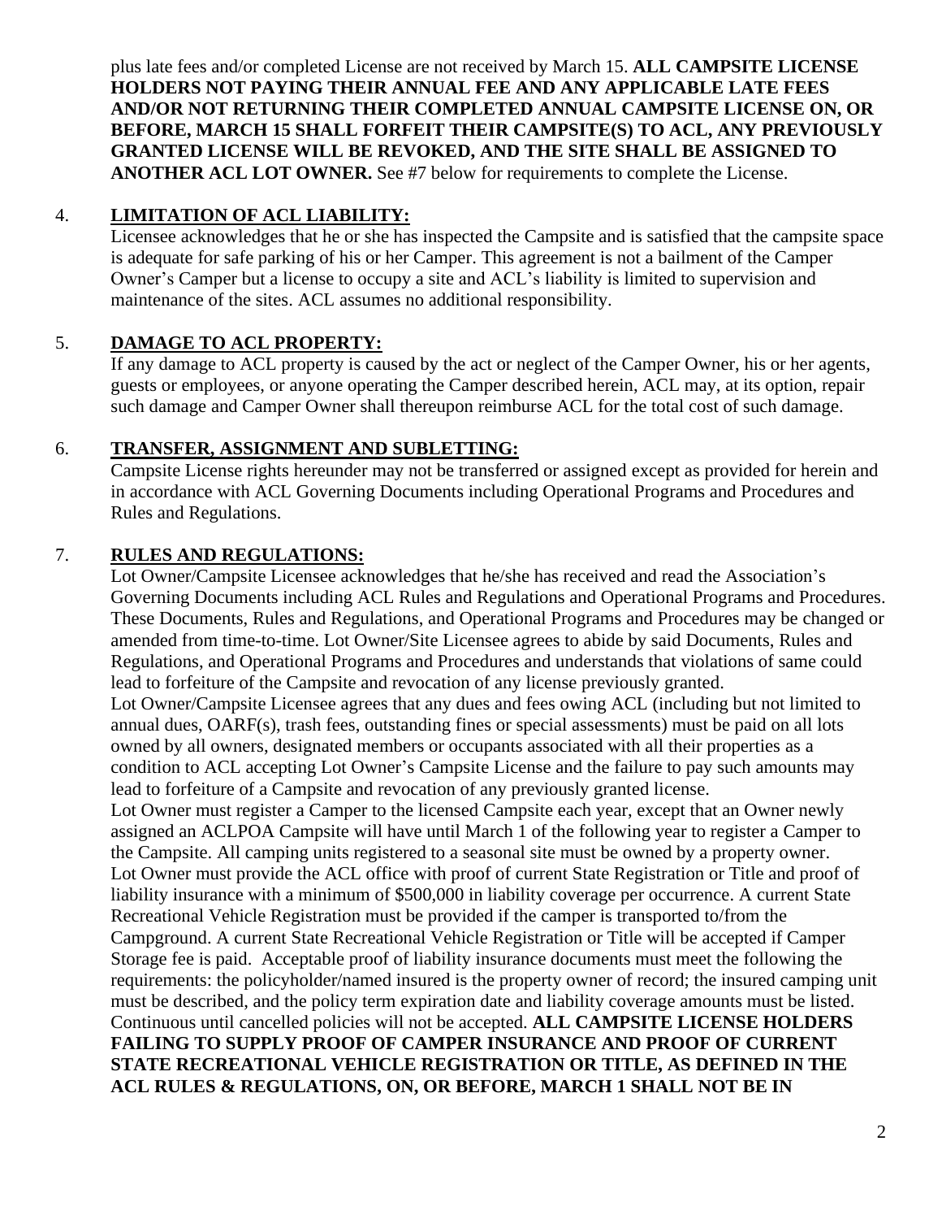plus late fees and/or completed License are not received by March 15. **ALL CAMPSITE LICENSE HOLDERS NOT PAYING THEIR ANNUAL FEE AND ANY APPLICABLE LATE FEES AND/OR NOT RETURNING THEIR COMPLETED ANNUAL CAMPSITE LICENSE ON, OR BEFORE, MARCH 15 SHALL FORFEIT THEIR CAMPSITE(S) TO ACL, ANY PREVIOUSLY GRANTED LICENSE WILL BE REVOKED, AND THE SITE SHALL BE ASSIGNED TO ANOTHER ACL LOT OWNER.** See #7 below for requirements to complete the License.

4. **LIMITATION OF ACL LIABILITY:**
   Licensee acknowledges that he or she has inspected the Campsite and is satisfied that the campsite space is adequate for safe parking of his or her Camper. This agreement is not a bailment of the Camper Owner's Camper but a license to occupy a site and ACL's liability is limited to supervision and maintenance of the sites. ACL assumes no additional responsibility.

5. **DAMAGE TO ACL PROPERTY:**
   If any damage to ACL property is caused by the act or neglect of the Camper Owner, his or her agents, guests or employees, or anyone operating the Camper described herein, ACL may, at its option, repair such damage and Camper Owner shall thereupon reimburse ACL for the total cost of such damage.

6. **TRANSFER, ASSIGNMENT AND SUBLETTING:**
   Campsite License rights hereunder may not be transferred or assigned except as provided for herein and in accordance with ACL Governing Documents including Operational Programs and Procedures and Rules and Regulations.

7. **RULES AND REGULATIONS:**
   Lot Owner/Campsite Licensee acknowledges that he/she has received and read the Association's Governing Documents including ACL Rules and Regulations and Operational Programs and Procedures. These Documents, Rules and Regulations, and Operational Programs and Procedures may be changed or amended from time-to-time. Lot Owner/Site Licensee agrees to abide by said Documents, Rules and Regulations, and Operational Programs and Procedures and understands that violations of same could lead to forfeiture of the Campsite and revocation of any license previously granted.
   Lot Owner/Campsite Licensee agrees that any dues and fees owing ACL (including but not limited to annual dues, OARF(s), trash fees, outstanding fines or special assessments) must be paid on all lots owned by all owners, designated members or occupants associated with all their properties as a condition to ACL accepting Lot Owner's Campsite License and the failure to pay such amounts may lead to forfeiture of a Campsite and revocation of any previously granted license.
   Lot Owner must register a Camper to the licensed Campsite each year, except that an Owner newly assigned an ACLPOA Campsite will have until March 1 of the following year to register a Camper to the Campsite. All camping units registered to a seasonal site must be owned by a property owner.
   Lot Owner must provide the ACL office with proof of current State Registration or Title and proof of liability insurance with a minimum of $500,000 in liability coverage per occurrence. A current State Recreational Vehicle Registration must be provided if the camper is transported to/from the Campground. A current State Recreational Vehicle Registration or Title will be accepted if Camper Storage fee is paid. Acceptable proof of liability insurance documents must meet the following the requirements: the policyholder/named insured is the property owner of record; the insured camping unit must be described, and the policy term expiration date and liability coverage amounts must be listed. Continuous until cancelled policies will not be accepted. **ALL CAMPSITE LICENSE HOLDERS FAILING TO SUPPLY PROOF OF CAMPER INSURANCE AND PROOF OF CURRENT STATE RECREATIONAL VEHICLE REGISTRATION OR TITLE, AS DEFINED IN THE ACL RULES & REGULATIONS, ON, OR BEFORE, MARCH 1 SHALL NOT BE IN**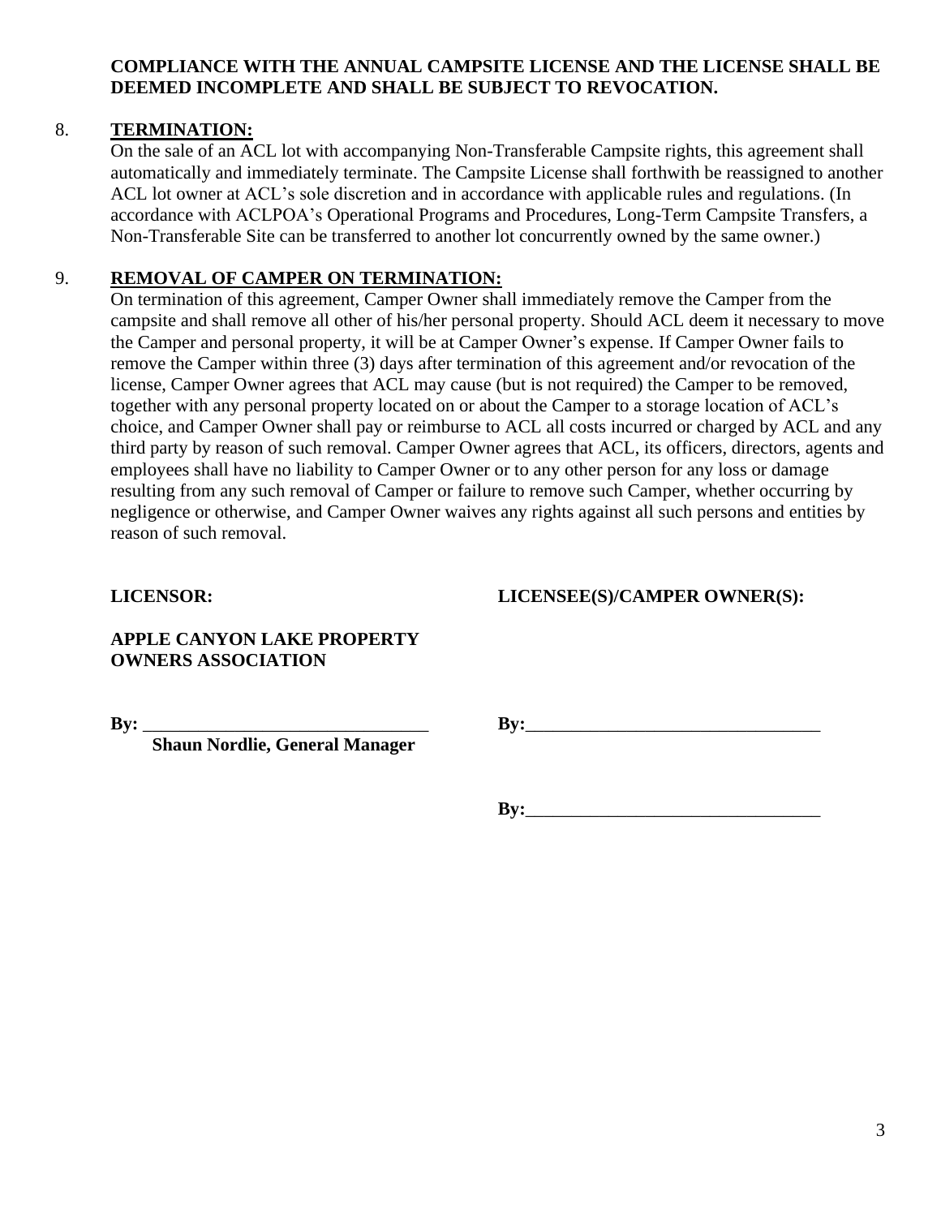**COMPLIANCE WITH THE ANNUAL CAMPSITE LICENSE AND THE LICENSE SHALL BE DEEMED INCOMPLETE AND SHALL BE SUBJECT TO REVOCATION.**

8. **TERMINATION:**
On the sale of an ACL lot with accompanying Non-Transferable Campsite rights, this agreement shall automatically and immediately terminate. The Campsite License shall forthwith be reassigned to another ACL lot owner at ACL's sole discretion and in accordance with applicable rules and regulations. (In accordance with ACLPOA's Operational Programs and Procedures, Long-Term Campsite Transfers, a Non-Transferable Site can be transferred to another lot concurrently owned by the same owner.)

9. **REMOVAL OF CAMPER ON TERMINATION:**
On termination of this agreement, Camper Owner shall immediately remove the Camper from the campsite and shall remove all other of his/her personal property. Should ACL deem it necessary to move the Camper and personal property, it will be at Camper Owner's expense. If Camper Owner fails to remove the Camper within three (3) days after termination of this agreement and/or revocation of the license, Camper Owner agrees that ACL may cause (but is not required) the Camper to be removed, together with any personal property located on or about the Camper to a storage location of ACL's choice, and Camper Owner shall pay or reimburse to ACL all costs incurred or charged by ACL and any third party by reason of such removal. Camper Owner agrees that ACL, its officers, directors, agents and employees shall have no liability to Camper Owner or to any other person for any loss or damage resulting from any such removal of Camper or failure to remove such Camper, whether occurring by negligence or otherwise, and Camper Owner waives any rights against all such persons and entities by reason of such removal.

**LICENSOR:**

**APPLE CANYON LAKE PROPERTY OWNERS ASSOCIATION**

**By:** _______________________________
**Shaun Nordlie, General Manager**

**LICENSEE(S)/CAMPER OWNER(S):**

**By:**_______________________________

**By:**_______________________________